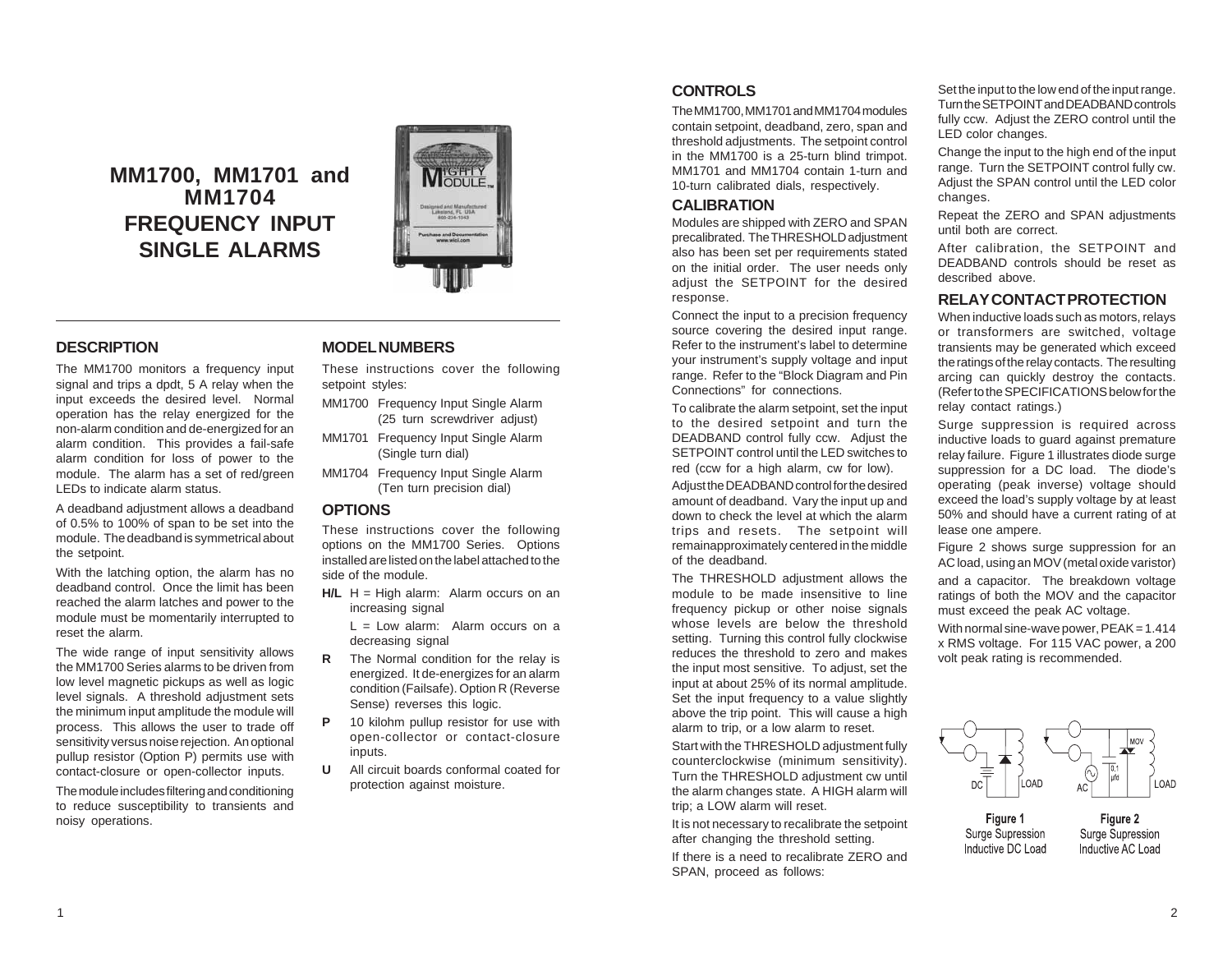# MM1700, MM1701 and MM1704 FREQUENCY INPUT SINGLE ALARMS

## DESCRIPTION

The MM1700 monitors a frequency input signal and trips a dpdt, 5 A relay when the input exceeds the desired level. Normal operation has the relay energized for the non-alarm condition and de-energized for an alarm condition. This provides a fail-safe alarm condition for loss of power to the module. The alarm has a set of red/green LEDs to indicate alarm status.

A deadband adjustment allows a deadband of 0.5% to 100% of span to be set into the module. The deadband is symmetrical about the setpoint.

With the latching option, the alarm has no deadband control. Once the limit has been reached the alarm latches and power to the module must be momentarily interrupted to reset the alarm.

The wide range of input sensitivity allows the MM1700 Series alarms to be driven from low level magnetic pickups as well as logic level signals. A threshold adjustment sets the minimum input amplitude the module will process. This allows the user to trade off sensitivity versus noise rejection. An optional pullup resistor (Option P) permits use with contact-closure or open-collector inputs.

The module includes filtering and conditioning to reduce susceptibility to transients and noisy operations.

## MODEL NUMBERS

These instructions cover the following setpoint styles:

- MM1700 Frequency Input Single Alarm (25 turn screwdriver adjust)
- MM1701 Frequency Input Single Alarm (Single turn dial)
- MM1704 Frequency Input Single Alarm (Ten turn precision dial)

## OPTIONS

These instructions cover the following options on the MM1700 Series. Options installed are listed on the label attached to the side of the module.

- **H/L** H = High alarm: Alarm occurs on an increasing signal

  L = Low alarm: Alarm occurs on a decreasing signal
- **R** The Normal condition for the relay is energized. It de-energizes for an alarm condition (Failsafe). Option R (Reverse Sense) reverses this logic.
- **P** 10 kilohm pullup resistor for use with open-collector or contact-closure inputs.
- **U** All circuit boards conformal coated for protection against moisture.

## CONTROLS

The MM1700, MM1701 and MM1704 modules contain setpoint, deadband, zero, span and threshold adjustments. The setpoint control in the MM1700 is a 25-turn blind trimpot. MM1701 and MM1704 contain 1-turn and 10-turn calibrated dials, respectively.

## CALIBRATION

Modules are shipped with ZERO and SPAN precalibrated. The THRESHOLD adjustment also has been set per requirements stated on the initial order. The user needs only adjust the SETPOINT for the desired response.

Connect the input to a precision frequency source covering the desired input range. Refer to the instrument's label to determine your instrument's supply voltage and input range. Refer to the "Block Diagram and Pin Connections" for connections.

To calibrate the alarm setpoint, set the input to the desired setpoint and turn the DEADBAND control fully ccw. Adjust the SETPOINT control until the LED switches to red (ccw for a high alarm, cw for low).

Adjust the DEADBAND control for the desired amount of deadband. Vary the input up and down to check the level at which the alarm trips and resets. The setpoint will remainapproximately centered in the middle of the deadband.

The THRESHOLD adjustment allows the module to be made insensitive to line frequency pickup or other noise signals whose levels are below the threshold setting. Turning this control fully clockwise reduces the threshold to zero and makes the input most sensitive. To adjust, set the input at about 25% of its normal amplitude. Set the input frequency to a value slightly above the trip point. This will cause a high alarm to trip, or a low alarm to reset.

Start with the THRESHOLD adjustment fully counterclockwise (minimum sensitivity). Turn the THRESHOLD adjustment cw until the alarm changes state. A HIGH alarm will trip; a LOW alarm will reset.

It is not necessary to recalibrate the setpoint after changing the threshold setting.

If there is a need to recalibrate ZERO and SPAN, proceed as follows:

Set the input to the low end of the input range. Turn the SETPOINT and DEADBAND controls fully ccw. Adjust the ZERO control until the LED color changes.

Change the input to the high end of the input range. Turn the SETPOINT control fully cw. Adjust the SPAN control until the LED color changes.

Repeat the ZERO and SPAN adjustments until both are correct.

After calibration, the SETPOINT and DEADBAND controls should be reset as described above.

## RELAY CONTACT PROTECTION

When inductive loads such as motors, relays or transformers are switched, voltage transients may be generated which exceed the ratings of the relay contacts. The resulting arcing can quickly destroy the contacts. (Refer to the SPECIFICATIONS below for the relay contact ratings.)

Surge suppression is required across inductive loads to guard against premature relay failure. Figure 1 illustrates diode surge suppression for a DC load. The diode's operating (peak inverse) voltage should exceed the load's supply voltage by at least 50% and should have a current rating of at lease one ampere.

Figure 2 shows surge suppression for an AC load, using an MOV (metal oxide varistor) and a capacitor. The breakdown voltage ratings of both the MOV and the capacitor must exceed the peak AC voltage.

With normal sine-wave power, PEAK = 1.414 x RMS voltage. For 115 VAC power, a 200 volt peak rating is recommended.

Figure 1
Surge Supression
Inductive DC Load

Figure 2
Surge Supression
Inductive AC Load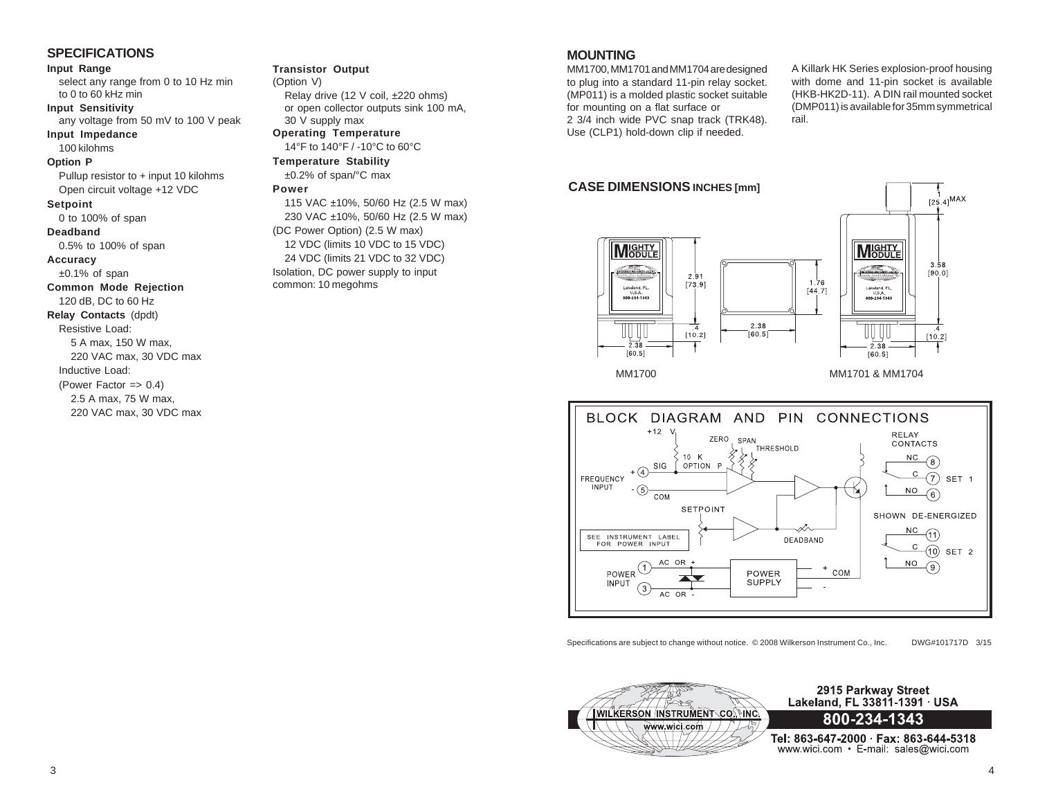## SPECIFICATIONS

**Input Range**
select any range from 0 to 10 Hz min to 0 to 60 kHz min

**Input Sensitivity**
any voltage from 50 mV to 100 V peak

**Input Impedance**
100 kilohms

**Option P**
Pullup resistor to + input 10 kilohms
Open circuit voltage +12 VDC

**Setpoint**
0 to 100% of span

**Deadband**
0.5% to 100% of span

**Accuracy**
±0.1% of span

**Common Mode Rejection**
120 dB, DC to 60 Hz

**Relay Contacts** (dpdt)
Resistive Load:
5 A max, 150 W max,
220 VAC max, 30 VDC max
Inductive Load:
(Power Factor => 0.4)
2.5 A max, 75 W max,
220 VAC max, 30 VDC max

**Transistor Output**
(Option V)
Relay drive (12 V coil, ±220 ohms)
or open collector outputs sink 100 mA,
30 V supply max

**Operating Temperature**
14°F to 140°F / -10°C to 60°C

**Temperature Stability**
±0.2% of span/°C max

**Power**
115 VAC ±10%, 50/60 Hz (2.5 W max)
230 VAC ±10%, 50/60 Hz (2.5 W max)
(DC Power Option) (2.5 W max)
12 VDC (limits 10 VDC to 15 VDC)
24 VDC (limits 21 VDC to 32 VDC)
Isolation, DC power supply to input common: 10 megohms

## MOUNTING

MM1700, MM1701 and MM1704 are designed to plug into a standard 11-pin relay socket. (MP011) is a molded plastic socket suitable for mounting on a flat surface or 2 3/4 inch wide PVC snap track (TRK48). Use (CLP1) hold-down clip if needed.

A Killark HK Series explosion-proof housing with dome and 11-pin socket is available (HKB-HK2D-11). A DIN rail mounted socket (DMP011) is available for 35mm symmetrical rail.

## CASE DIMENSIONS INCHES [mm]

2.91 [73.9]
.4 [10.2]
2.38 [60.5]
1.76 [44.7]
2.38 [60.5]
1 [25.4] MAX
3.58 [90.0]
.4 [10.2]
2.38 [60.5]

MM1700

MM1701 & MM1704

## BLOCK DIAGRAM AND PIN CONNECTIONS

+12 V
ZERO SPAN THRESHOLD
10 K OPTION P
SIG
FREQUENCY INPUT + 4 - 5
COM
SETPOINT
DEADBAND
SEE INSTRUMENT LABEL FOR POWER INPUT
POWER INPUT 1 AC OR + 3 AC OR -
POWER SUPPLY
+ COM -
RELAY CONTACTS
NC 8 C 7 NO 6 SET 1
SHOWN DE-ENERGIZED
NC 11 C 10 NO 9 SET 2

Specifications are subject to change without notice. © 2008 Wilkerson Instrument Co., Inc. DWG#101717D 3/15

WILKERSON INSTRUMENT CO., INC.
www.wici.com
2915 Parkway Street
Lakeland, FL 33811-1391 · USA
800-234-1343
Tel: 863-647-2000 · Fax: 863-644-5318
www.wici.com · E-mail: sales@wici.com